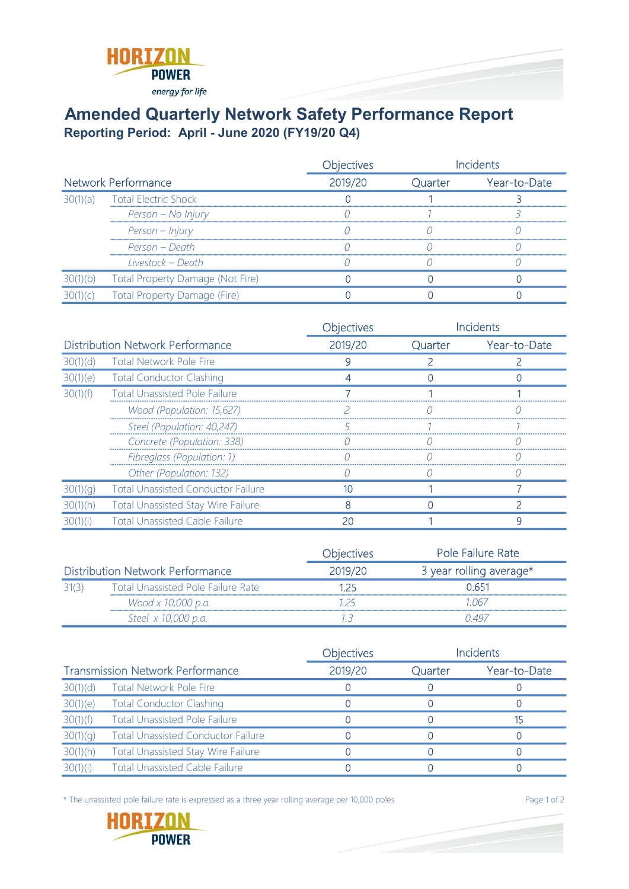# Amended Quarterly Network Safety Performance Report

## Reporting Period: April - June 2020 (FY19/20 Q4)

| Network Performance | | Objectives 2019/20 | Incidents Quarter | Incidents Year-to-Date |
|---|---|---|---|---|
| 30(1)(a) | Total Electric Shock | 0 | 1 | 3 |
| | *Person – No Injury* | *0* | *1* | *3* |
| | *Person – Injury* | *0* | *0* | *0* |
| | *Person – Death* | *0* | *0* | *0* |
| | *Livestock – Death* | *0* | *0* | *0* |
| 30(1)(b) | Total Property Damage (Not Fire) | 0 | 0 | 0 |
| 30(1)(c) | Total Property Damage (Fire) | 0 | 0 | 0 |

| Distribution Network Performance | | Objectives 2019/20 | Incidents Quarter | Incidents Year-to-Date |
|---|---|---|---|---|
| 30(1)(d) | Total Network Pole Fire | 9 | 2 | 2 |
| 30(1)(e) | Total Conductor Clashing | 4 | 0 | 0 |
| 30(1)(f) | Total Unassisted Pole Failure | 7 | 1 | 1 |
| | *Wood (Population: 15,627)* | *2* | *0* | *0* |
| | *Steel (Population: 40,247)* | *5* | *1* | *1* |
| | *Concrete (Population: 338)* | *0* | *0* | *0* |
| | *Fibreglass (Population: 1)* | *0* | *0* | *0* |
| | *Other (Population: 132)* | *0* | *0* | *0* |
| 30(1)(g) | Total Unassisted Conductor Failure | 10 | 1 | 7 |
| 30(1)(h) | Total Unassisted Stay Wire Failure | 8 | 0 | 2 |
| 30(1)(i) | Total Unassisted Cable Failure | 20 | 1 | 9 |

| Distribution Network Performance | | Objectives 2019/20 | Pole Failure Rate 3 year rolling average* |
|---|---|---|---|
| 31(3) | Total Unassisted Pole Failure Rate | 1.25 | 0.651 |
| | *Wood x 10,000 p.a.* | *1.25* | *1.067* |
| | *Steel x 10,000 p.a.* | *1.3* | *0.497* |

| Transmission Network Performance | | Objectives 2019/20 | Incidents Quarter | Incidents Year-to-Date |
|---|---|---|---|---|
| 30(1)(d) | Total Network Pole Fire | 0 | 0 | 0 |
| 30(1)(e) | Total Conductor Clashing | 0 | 0 | 0 |
| 30(1)(f) | Total Unassisted Pole Failure | 0 | 0 | 15 |
| 30(1)(g) | Total Unassisted Conductor Failure | 0 | 0 | 0 |
| 30(1)(h) | Total Unassisted Stay Wire Failure | 0 | 0 | 0 |
| 30(1)(i) | Total Unassisted Cable Failure | 0 | 0 | 0 |

* The unassisted pole failure rate is expressed as a three year rolling average per 10,000 poles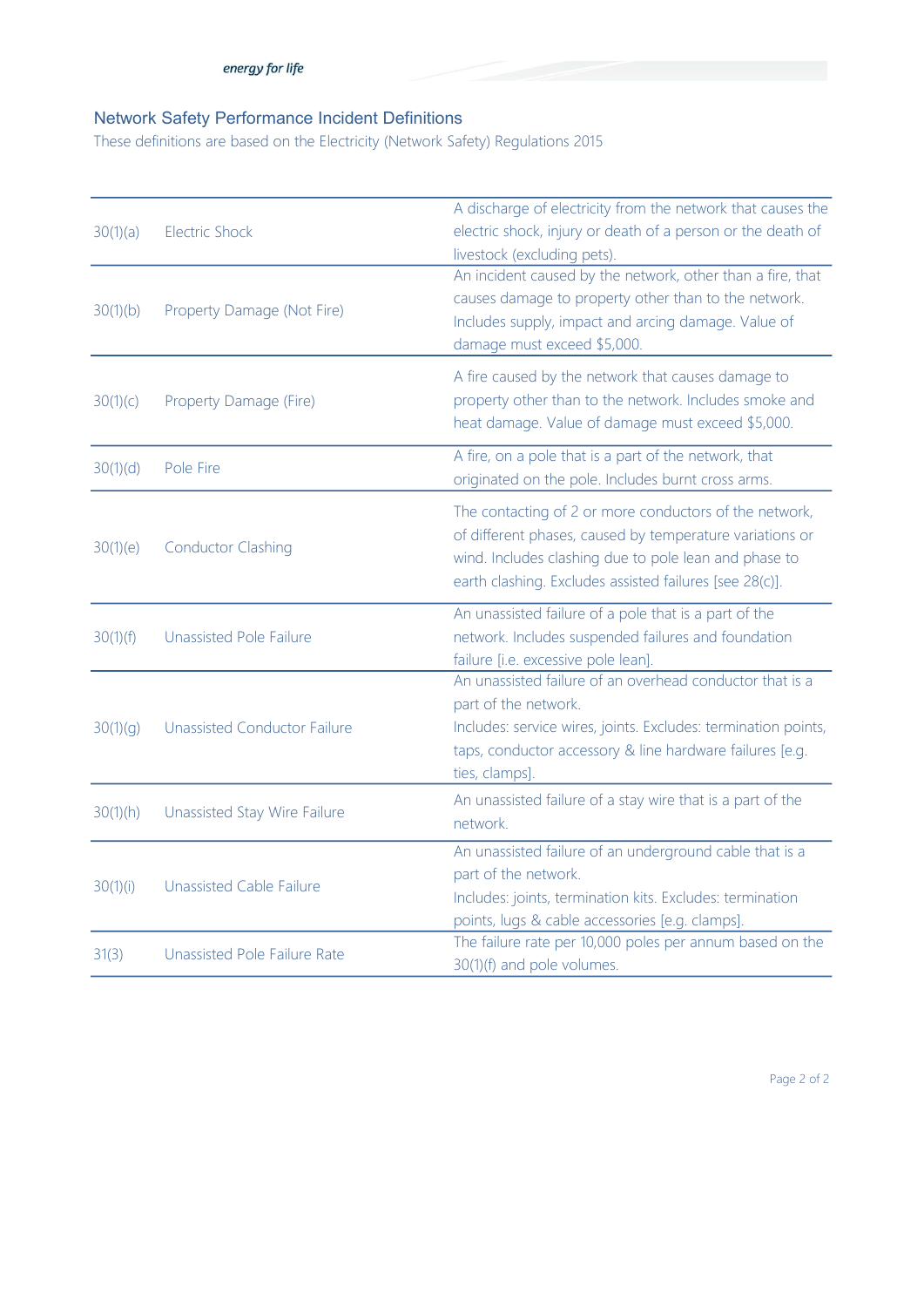## Network Safety Performance Incident Definitions

These definitions are based on the Electricity (Network Safety) Regulations 2015

| | | |
|---|---|---|
| 30(1)(a) | Electric Shock | A discharge of electricity from the network that causes the electric shock, injury or death of a person or the death of livestock (excluding pets). |
| 30(1)(b) | Property Damage (Not Fire) | An incident caused by the network, other than a fire, that causes damage to property other than to the network. Includes supply, impact and arcing damage. Value of damage must exceed $5,000. |
| 30(1)(c) | Property Damage (Fire) | A fire caused by the network that causes damage to property other than to the network. Includes smoke and heat damage. Value of damage must exceed $5,000. |
| 30(1)(d) | Pole Fire | A fire, on a pole that is a part of the network, that originated on the pole. Includes burnt cross arms. |
| 30(1)(e) | Conductor Clashing | The contacting of 2 or more conductors of the network, of different phases, caused by temperature variations or wind. Includes clashing due to pole lean and phase to earth clashing. Excludes assisted failures [see 28(c)]. |
| 30(1)(f) | Unassisted Pole Failure | An unassisted failure of a pole that is a part of the network. Includes suspended failures and foundation failure [i.e. excessive pole lean]. |
| 30(1)(g) | Unassisted Conductor Failure | An unassisted failure of an overhead conductor that is a part of the network.<br>Includes: service wires, joints. Excludes: termination points, taps, conductor accessory & line hardware failures [e.g. ties, clamps]. |
| 30(1)(h) | Unassisted Stay Wire Failure | An unassisted failure of a stay wire that is a part of the network. |
| 30(1)(i) | Unassisted Cable Failure | An unassisted failure of an underground cable that is a part of the network.<br>Includes: joints, termination kits. Excludes: termination points, lugs & cable accessories [e.g. clamps]. |
| 31(3) | Unassisted Pole Failure Rate | The failure rate per 10,000 poles per annum based on the 30(1)(f) and pole volumes. |